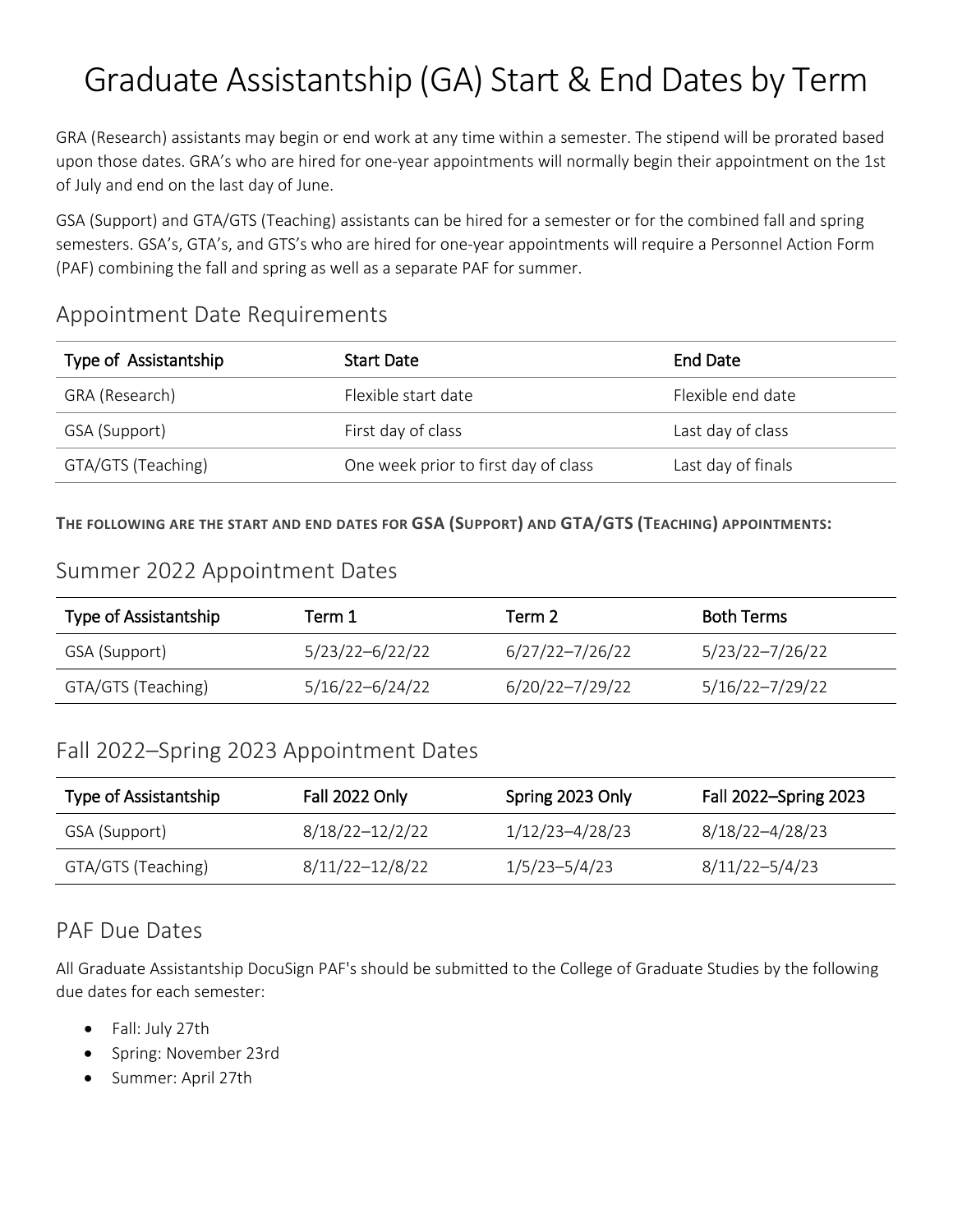# Graduate Assistantship (GA) Start & End Dates by Term

GRA (Research) assistants may begin or end work at any time within a semester. The stipend will be prorated based upon those dates. GRA's who are hired for one-year appointments will normally begin their appointment on the 1st of July and end on the last day of June.

GSA (Support) and GTA/GTS (Teaching) assistants can be hired for a semester or for the combined fall and spring semesters. GSA's, GTA's, and GTS's who are hired for one-year appointments will require a Personnel Action Form (PAF) combining the fall and spring as well as a separate PAF for summer.

## Appointment Date Requirements

| Type of Assistantship | Start Date | End Date |
|---|---|---|
| GRA (Research) | Flexible start date | Flexible end date |
| GSA (Support) | First day of class | Last day of class |
| GTA/GTS (Teaching) | One week prior to first day of class | Last day of finals |

**THE FOLLOWING ARE THE START AND END DATES FOR GSA (SUPPORT) AND GTA/GTS (TEACHING) APPOINTMENTS:**

## Summer 2022 Appointment Dates

| Type of Assistantship | Term 1 | Term 2 | Both Terms |
|---|---|---|---|
| GSA (Support) | 5/23/22–6/22/22 | 6/27/22–7/26/22 | 5/23/22–7/26/22 |
| GTA/GTS (Teaching) | 5/16/22–6/24/22 | 6/20/22–7/29/22 | 5/16/22–7/29/22 |

## Fall 2022–Spring 2023 Appointment Dates

| Type of Assistantship | Fall 2022 Only | Spring 2023 Only | Fall 2022–Spring 2023 |
|---|---|---|---|
| GSA (Support) | 8/18/22–12/2/22 | 1/12/23–4/28/23 | 8/18/22–4/28/23 |
| GTA/GTS (Teaching) | 8/11/22–12/8/22 | 1/5/23–5/4/23 | 8/11/22–5/4/23 |

## PAF Due Dates

All Graduate Assistantship DocuSign PAF's should be submitted to the College of Graduate Studies by the following due dates for each semester:

- Fall: July 27th
- Spring: November 23rd
- Summer: April 27th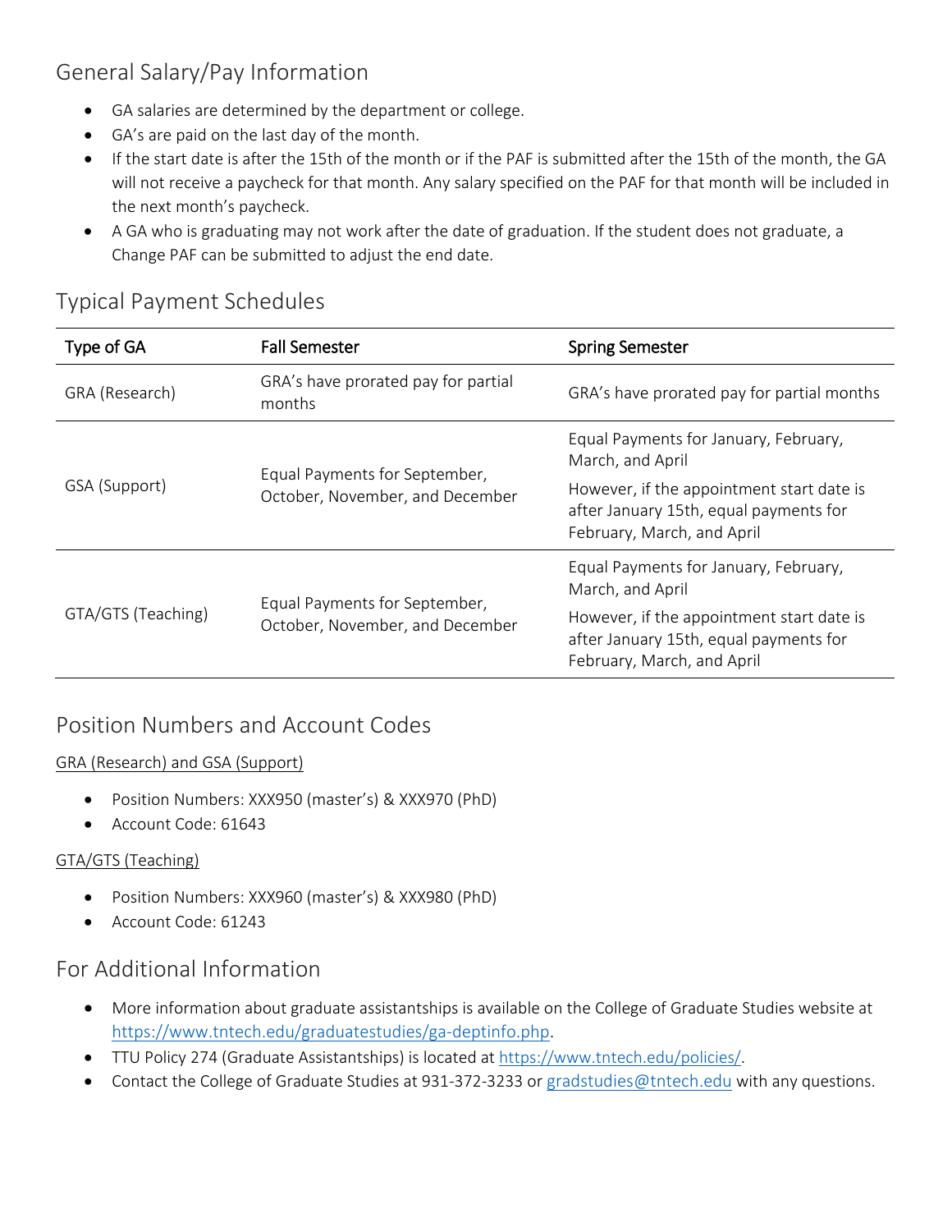## General Salary/Pay Information

- GA salaries are determined by the department or college.
- GA's are paid on the last day of the month.
- If the start date is after the 15th of the month or if the PAF is submitted after the 15th of the month, the GA will not receive a paycheck for that month. Any salary specified on the PAF for that month will be included in the next month's paycheck.
- A GA who is graduating may not work after the date of graduation. If the student does not graduate, a Change PAF can be submitted to adjust the end date.

## Typical Payment Schedules

| Type of GA | Fall Semester | Spring Semester |
|---|---|---|
| GRA (Research) | GRA's have prorated pay for partial months | GRA's have prorated pay for partial months |
| GSA (Support) | Equal Payments for September, October, November, and December | Equal Payments for January, February, March, and April<br>However, if the appointment start date is after January 15th, equal payments for February, March, and April |
| GTA/GTS (Teaching) | Equal Payments for September, October, November, and December | Equal Payments for January, February, March, and April<br>However, if the appointment start date is after January 15th, equal payments for February, March, and April |

## Position Numbers and Account Codes

GRA (Research) and GSA (Support)

- Position Numbers: XXX950 (master's) & XXX970 (PhD)
- Account Code: 61643

GTA/GTS (Teaching)

- Position Numbers: XXX960 (master's) & XXX980 (PhD)
- Account Code: 61243

## For Additional Information

- More information about graduate assistantships is available on the College of Graduate Studies website at https://www.tntech.edu/graduatestudies/ga-deptinfo.php.
- TTU Policy 274 (Graduate Assistantships) is located at https://www.tntech.edu/policies/.
- Contact the College of Graduate Studies at 931-372-3233 or gradstudies@tntech.edu with any questions.